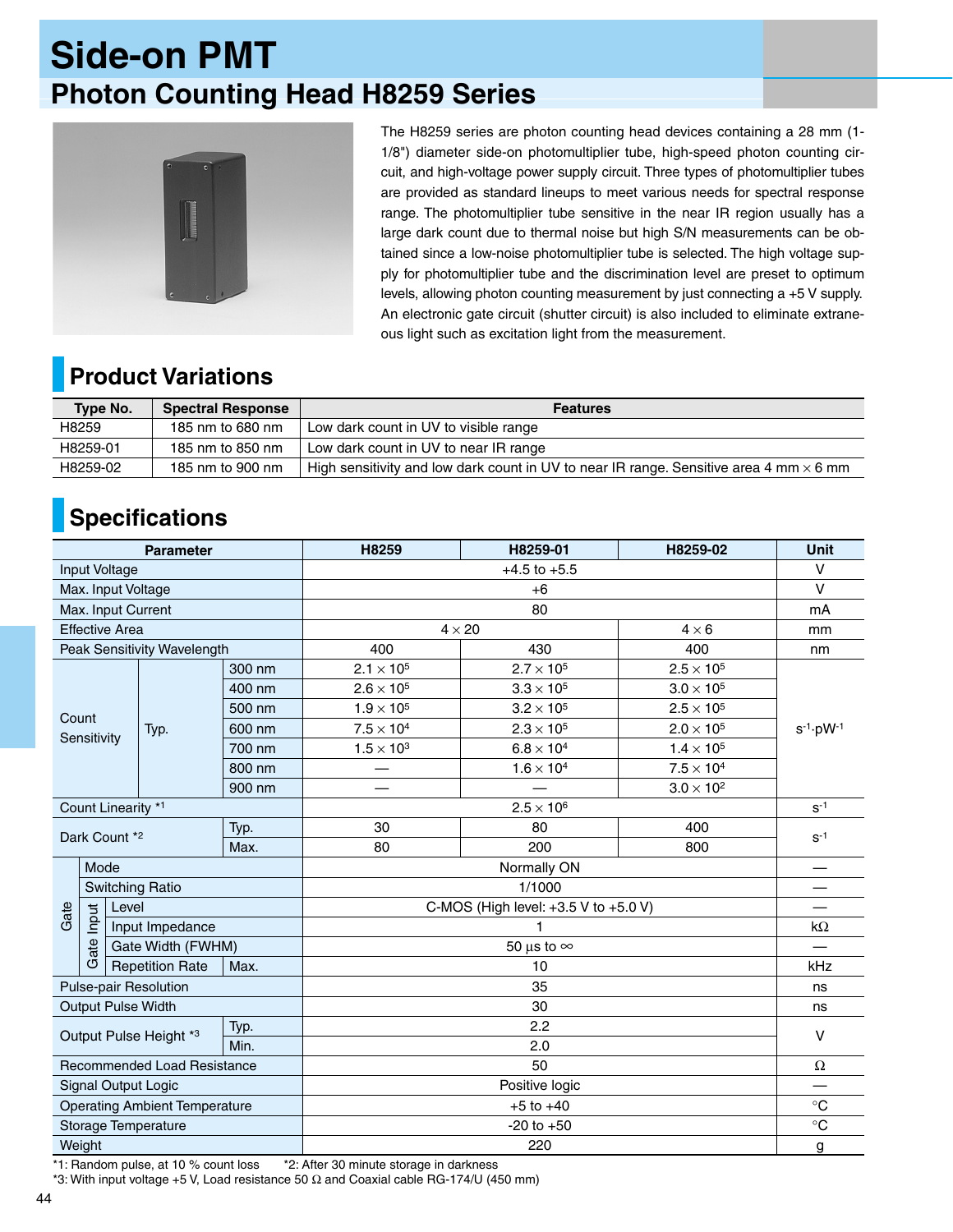# Side-on PMT

## Photon Counting Head H8259 Series

The H8259 series are photon counting head devices containing a 28 mm (1-1/8") diameter side-on photomultiplier tube, high-speed photon counting circuit, and high-voltage power supply circuit. Three types of photomultiplier tubes are provided as standard lineups to meet various needs for spectral response range. The photomultiplier tube sensitive in the near IR region usually has a large dark count due to thermal noise but high S/N measurements can be obtained since a low-noise photomultiplier tube is selected. The high voltage supply for photomultiplier tube and the discrimination level are preset to optimum levels, allowing photon counting measurement by just connecting a +5 V supply. An electronic gate circuit (shutter circuit) is also included to eliminate extraneous light such as excitation light from the measurement.

## Product Variations

| Type No. | Spectral Response | Features |
|---|---|---|
| H8259 | 185 nm to 680 nm | Low dark count in UV to visible range |
| H8259-01 | 185 nm to 850 nm | Low dark count in UV to near IR range |
| H8259-02 | 185 nm to 900 nm | High sensitivity and low dark count in UV to near IR range. Sensitive area 4 mm × 6 mm |

## Specifications

| Parameter | | | H8259 | H8259-01 | H8259-02 | Unit |
|---|---|---|---|---|---|---|
| Input Voltage | | | +4.5 to +5.5 | | | V |
| Max. Input Voltage | | | +6 | | | V |
| Max. Input Current | | | 80 | | | mA |
| Effective Area | | | 4 × 20 | | 4 × 6 | mm |
| Peak Sensitivity Wavelength | | | 400 | 430 | 400 | nm |
| Count Sensitivity | Typ. | 300 nm | $2.1 \times 10^5$ | $2.7 \times 10^5$ | $2.5 \times 10^5$ | $s^{-1} \cdot pW^{-1}$ |
| | | 400 nm | $2.6 \times 10^5$ | $3.3 \times 10^5$ | $3.0 \times 10^5$ | |
| | | 500 nm | $1.9 \times 10^5$ | $3.2 \times 10^5$ | $2.5 \times 10^5$ | |
| | | 600 nm | $7.5 \times 10^4$ | $2.3 \times 10^5$ | $2.0 \times 10^5$ | |
| | | 700 nm | $1.5 \times 10^3$ | $6.8 \times 10^4$ | $1.4 \times 10^5$ | |
| | | 800 nm | — | $1.6 \times 10^4$ | $7.5 \times 10^4$ | |
| | | 900 nm | — | — | $3.0 \times 10^2$ | |
| Count Linearity *1 | | | $2.5 \times 10^6$ | | | $s^{-1}$ |
| Dark Count *2 | | Typ. | 30 | 80 | 400 | $s^{-1}$ |
| | | Max. | 80 | 200 | 800 | |
| Gate | Mode | | Normally ON | | | — |
| | Switching Ratio | | 1/1000 | | | — |
| | Gate Input | Level | C-MOS (High level: +3.5 V to +5.0 V) | | | — |
| | | Input Impedance | 1 | | | kΩ |
| | | Gate Width (FWHM) | 50 μs to ∞ | | | — |
| | | Repetition Rate Max. | 10 | | | kHz |
| Pulse-pair Resolution | | | 35 | | | ns |
| Output Pulse Width | | | 30 | | | ns |
| Output Pulse Height *3 | | Typ. | 2.2 | | | V |
| | | Min. | 2.0 | | | |
| Recommended Load Resistance | | | 50 | | | Ω |
| Signal Output Logic | | | Positive logic | | | — |
| Operating Ambient Temperature | | | +5 to +40 | | | °C |
| Storage Temperature | | | -20 to +50 | | | °C |
| Weight | | | 220 | | | g |

*1: Random pulse, at 10 % count loss  *2: After 30 minute storage in darkness
*3: With input voltage +5 V, Load resistance 50 Ω and Coaxial cable RG-174/U (450 mm)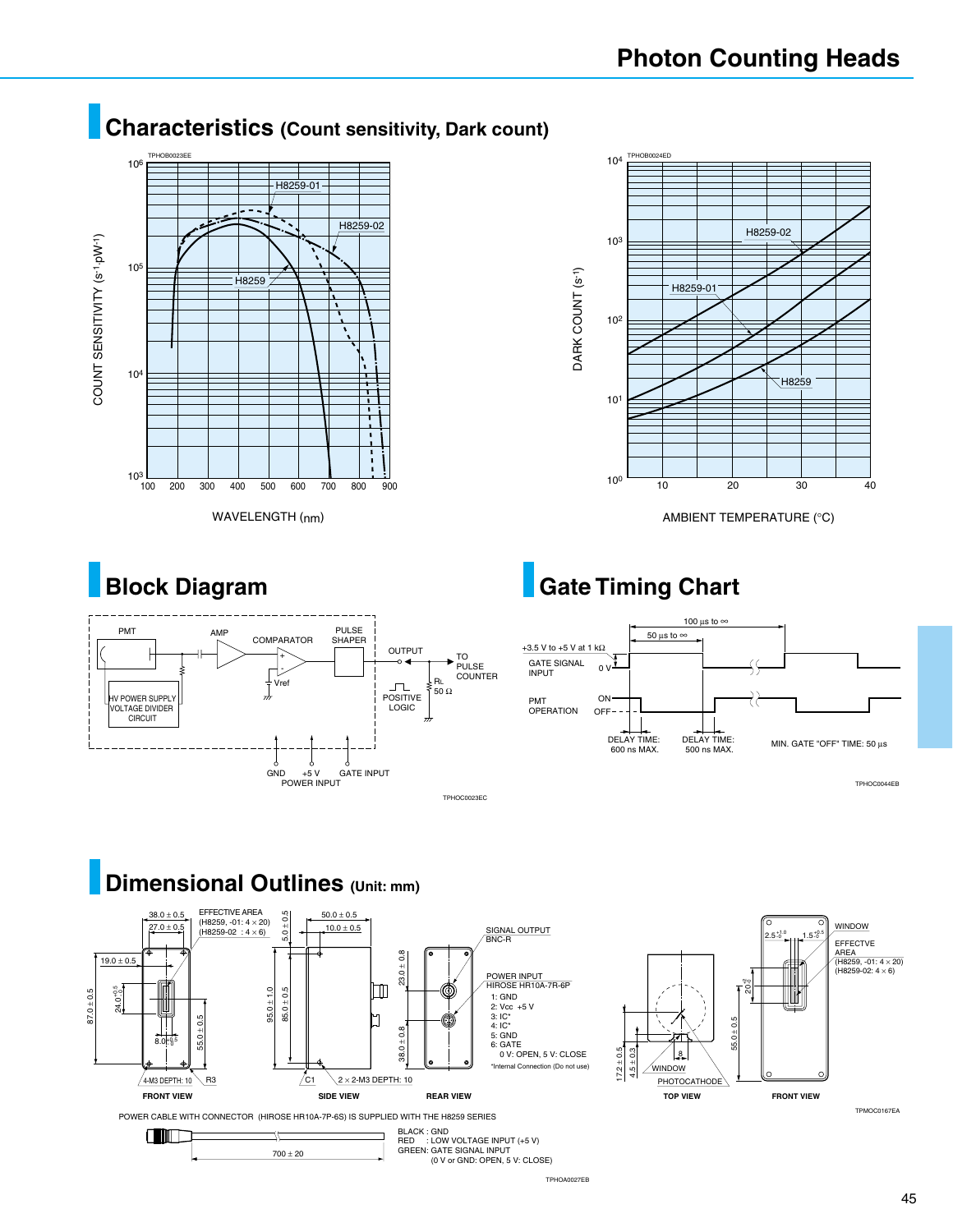## Characteristics (Count sensitivity, Dark count)

TPHOB0023EE

COUNT SENSITIVITY ($s^{-1} \cdot pW^{-1}$)

$10^6$
$10^5$
$10^4$
$10^3$

H8259-01
H8259-02
H8259

100 200 300 400 500 600 700 800 900

WAVELENGTH (nm)

TPHOB0024ED

DARK COUNT ($s^{-1}$)

$10^4$
$10^3$
$10^2$
$10^1$
$10^0$

H8259-02
H8259-01
H8259

10 20 30 40

AMBIENT TEMPERATURE (°C)

## Block Diagram

PMT
AMP
COMPARATOR
PULSE SHAPER
OUTPUT
TO PULSE COUNTER
Vref
$R_L$ 50 Ω
POSITIVE LOGIC
HV POWER SUPPLY VOLTAGE DIVIDER CIRCUIT
GND
+5 V
GATE INPUT
POWER INPUT

TPHOC0023EC

## Gate Timing Chart

100 µs to ∞
50 µs to ∞
+3.5 V to +5 V at 1 kΩ
GATE SIGNAL INPUT
0 V
PMT OPERATION
ON
OFF
DELAY TIME: 600 ns MAX.
DELAY TIME: 500 ns MAX.
MIN. GATE "OFF" TIME: 50 µs

TPHOC0044EB

## Dimensional Outlines (Unit: mm)

38.0 ± 0.5
27.0 ± 0.5
EFFECTIVE AREA (H8259, -01: 4 × 20) (H8259-02 : 4 × 6)
19.0 ± 0.5
87.0 ± 0.5
24.0
8.0
55.0 ± 0.5
4-M3 DEPTH: 10
R3
FRONT VIEW

5.0 ± 0.5
50.0 ± 0.5
10.0 ± 0.5
95.0 ± 1.0
85.0 ± 0.5
C1
2 × 2-M3 DEPTH: 10
SIDE VIEW

23.0 ± 0.8
38.0 ± 0.8
REAR VIEW

SIGNAL OUTPUT
BNC-R

POWER INPUT
HIROSE HR10A-7R-6P
1: GND
2: Vcc +5 V
3: IC*
4: IC*
5: GND
6: GATE
0 V: OPEN, 5 V: CLOSE
*Internal Connection (Do not use)

17.2 ± 0.5
4.5 ± 0.3
8
WINDOW
PHOTOCATHODE
TOP VIEW

2.5
1.5
20.0
55.0 ± 0.5
WINDOW
EFFECTVE AREA (H8259, -01: 4 × 20) (H8259-02: 4 × 6)
FRONT VIEW

TPMOC0167EA

POWER CABLE WITH CONNECTOR (HIROSE HR10A-7P-6S) IS SUPPLIED WITH THE H8259 SERIES

700 ± 20

BLACK : GND
RED : LOW VOLTAGE INPUT (+5 V)
GREEN: GATE SIGNAL INPUT
(0 V or GND: OPEN, 5 V: CLOSE)

TPHOA0027EB